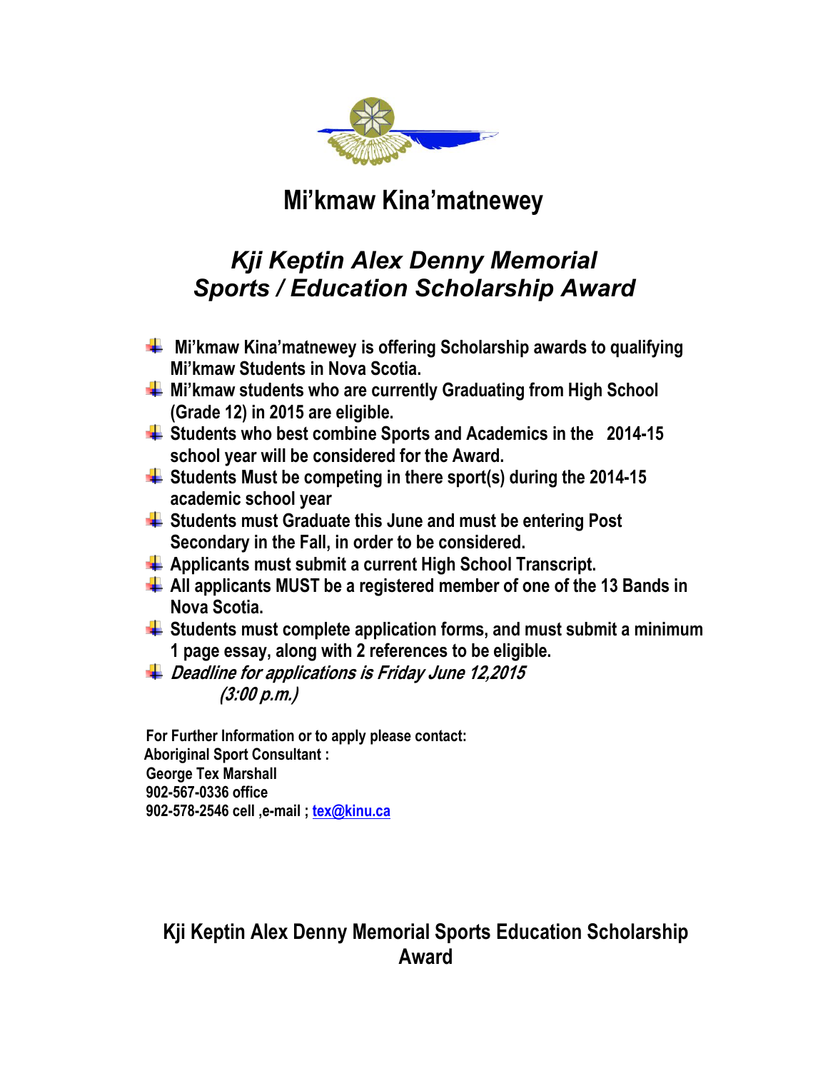# Mi'kmaw Kina'matnewey

## *Kji Keptin Alex Denny Memorial Sports / Education Scholarship Award*

- **Mi'kmaw Kina'matnewey is offering Scholarship awards to qualifying Mi'kmaw Students in Nova Scotia.**
- **Mi'kmaw students who are currently Graduating from High School (Grade 12) in 2015 are eligible.**
- **Students who best combine Sports and Academics in the 2014-15 school year will be considered for the Award.**
- **Students Must be competing in there sport(s) during the 2014-15 academic school year**
- **Students must Graduate this June and must be entering Post Secondary in the Fall, in order to be considered.**
- **Applicants must submit a current High School Transcript.**
- **All applicants MUST be a registered member of one of the 13 Bands in Nova Scotia.**
- **Students must complete application forms, and must submit a minimum 1 page essay, along with 2 references to be eligible.**
- ***Deadline for applications is Friday June 12,2015 (3:00 p.m.)***

**For Further Information or to apply please contact:**
**Aboriginal Sport Consultant :**
**George Tex Marshall**
**902-567-0336 office**
**902-578-2546 cell ,e-mail ; tex@kinu.ca**

**Kji Keptin Alex Denny Memorial Sports Education Scholarship Award**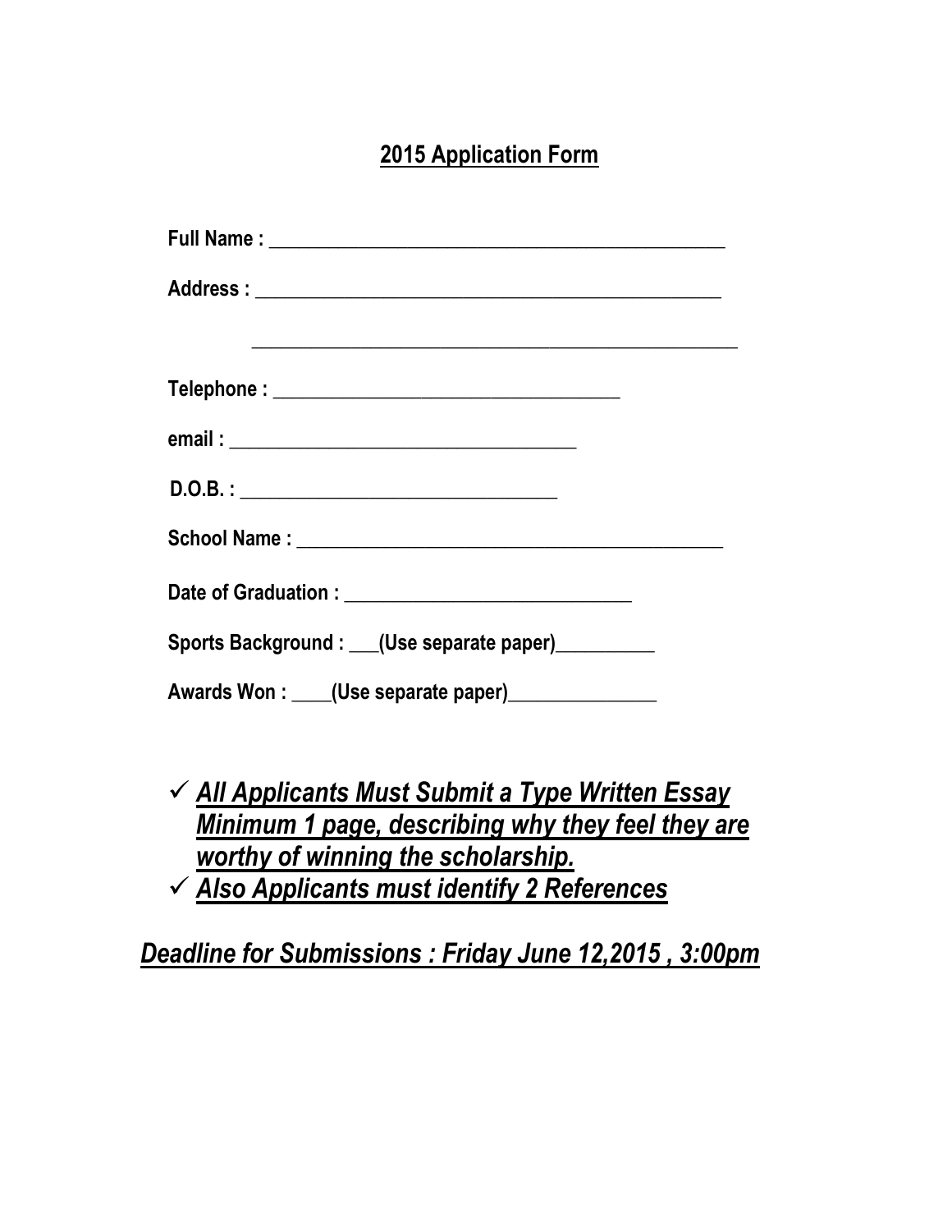## 2015 Application Form

**Full Name :** ____________________________________________

**Address :** ____________________________________________

____________________________________________

**Telephone :** ______________________________

**email :** ______________________________

**D.O.B. :** ___________________________

**School Name :** ____________________________________

**Date of Graduation :** ________________________

**Sports Background :** ___(Use separate paper)_________

**Awards Won :** ____(Use separate paper)______________

- ✓ ***All Applicants Must Submit a Type Written Essay Minimum 1 page, describing why they feel they are worthy of winning the scholarship.***
- ✓ ***Also Applicants must identify 2 References***

***Deadline for Submissions : Friday June 12,2015 , 3:00pm***